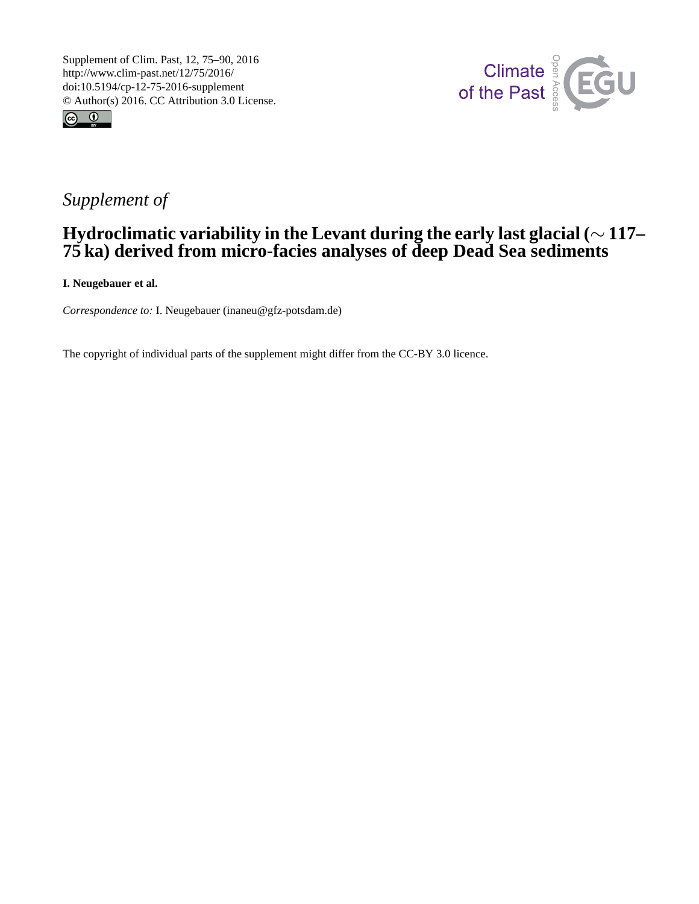Supplement of Clim. Past, 12, 75–90, 2016
http://www.clim-past.net/12/75/2016/
doi:10.5194/cp-12-75-2016-supplement
© Author(s) 2016. CC Attribution 3.0 License.

*Supplement of*

# Hydroclimatic variability in the Levant during the early last glacial ($\sim$117–75 ka) derived from micro-facies analyses of deep Dead Sea sediments

**I. Neugebauer et al.**

*Correspondence to:* I. Neugebauer (inaneu@gfz-potsdam.de)

The copyright of individual parts of the supplement might differ from the CC-BY 3.0 licence.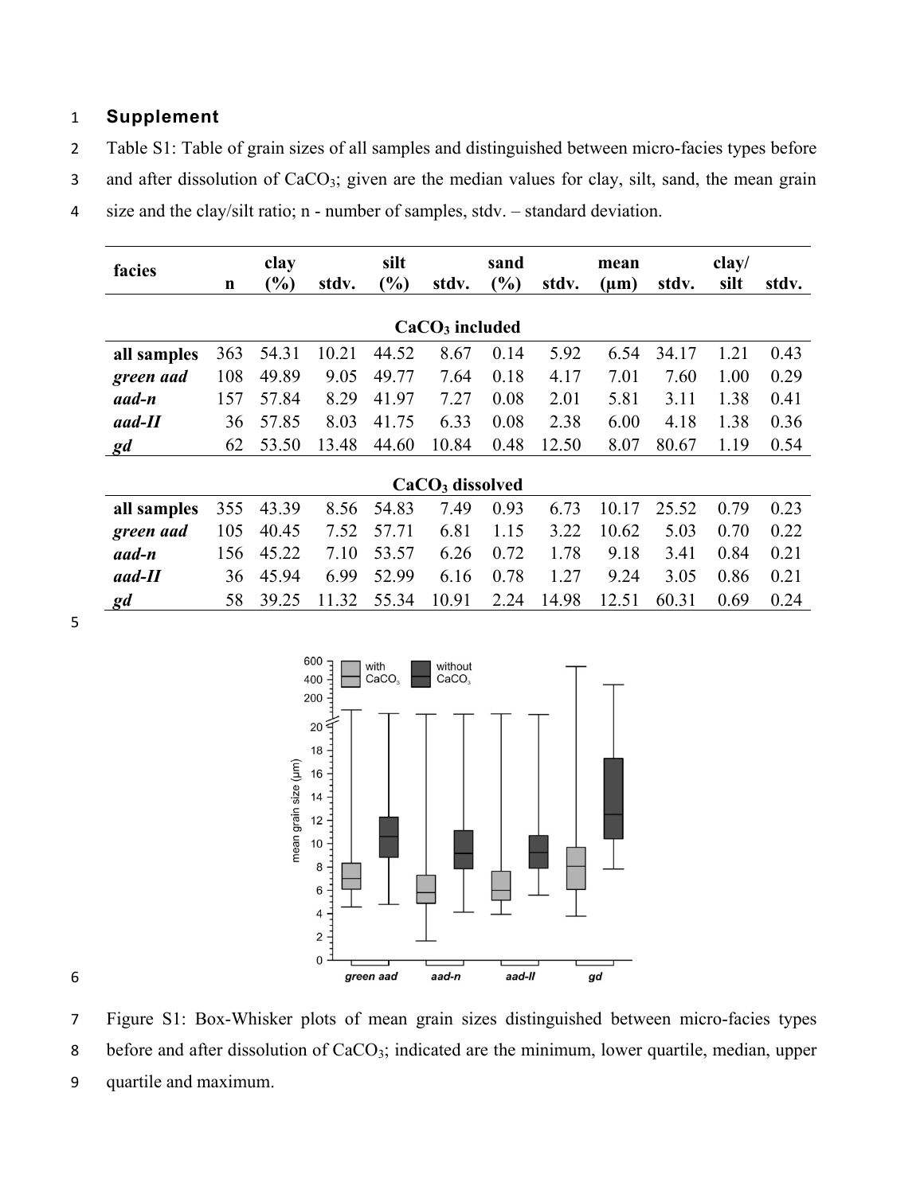## Supplement

Table S1: Table of grain sizes of all samples and distinguished between micro-facies types before and after dissolution of $CaCO_3$; given are the median values for clay, silt, sand, the mean grain size and the clay/silt ratio; n - number of samples, stdv. – standard deviation.

| facies | n | clay (%) | stdv. | silt (%) | stdv. | sand (%) | stdv. | mean (µm) | stdv. | clay/ silt | stdv. |
|---|---|---|---|---|---|---|---|---|---|---|---|
| | | | | | | **$CaCO_3$ included** | | | | | |
| **all samples** | 363 | 54.31 | 10.21 | 44.52 | 8.67 | 0.14 | 5.92 | 6.54 | 34.17 | 1.21 | 0.43 |
| ***green aad*** | 108 | 49.89 | 9.05 | 49.77 | 7.64 | 0.18 | 4.17 | 7.01 | 7.60 | 1.00 | 0.29 |
| ***aad-n*** | 157 | 57.84 | 8.29 | 41.97 | 7.27 | 0.08 | 2.01 | 5.81 | 3.11 | 1.38 | 0.41 |
| ***aad-II*** | 36 | 57.85 | 8.03 | 41.75 | 6.33 | 0.08 | 2.38 | 6.00 | 4.18 | 1.38 | 0.36 |
| ***gd*** | 62 | 53.50 | 13.48 | 44.60 | 10.84 | 0.48 | 12.50 | 8.07 | 80.67 | 1.19 | 0.54 |
| | | | | | | **$CaCO_3$ dissolved** | | | | | |
| **all samples** | 355 | 43.39 | 8.56 | 54.83 | 7.49 | 0.93 | 6.73 | 10.17 | 25.52 | 0.79 | 0.23 |
| ***green aad*** | 105 | 40.45 | 7.52 | 57.71 | 6.81 | 1.15 | 3.22 | 10.62 | 5.03 | 0.70 | 0.22 |
| ***aad-n*** | 156 | 45.22 | 7.10 | 53.57 | 6.26 | 0.72 | 1.78 | 9.18 | 3.41 | 0.84 | 0.21 |
| ***aad-II*** | 36 | 45.94 | 6.99 | 52.99 | 6.16 | 0.78 | 1.27 | 9.24 | 3.05 | 0.86 | 0.21 |
| ***gd*** | 58 | 39.25 | 11.32 | 55.34 | 10.91 | 2.24 | 14.98 | 12.51 | 60.31 | 0.69 | 0.24 |

with $CaCO_3$
without $CaCO_3$
mean grain size (µm)
600
400
200
20
18
16
14
12
10
8
6
4
2
0
green aad
aad-n
aad-II
gd

Figure S1: Box-Whisker plots of mean grain sizes distinguished between micro-facies types before and after dissolution of $CaCO_3$; indicated are the minimum, lower quartile, median, upper quartile and maximum.